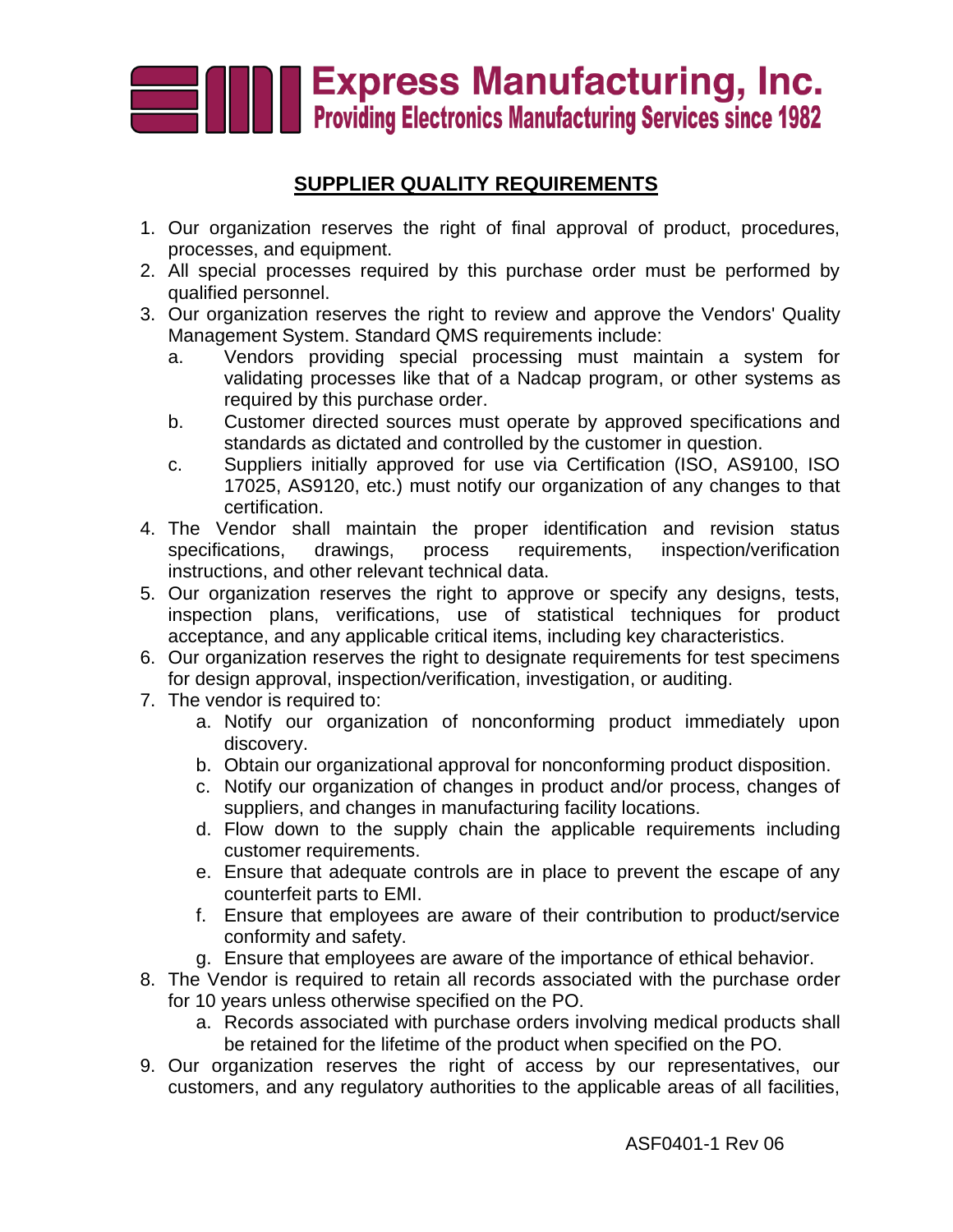# Express Manufacturing, Inc.

**Providing Electronics Manufacturing Services since 1982**

## SUPPLIER QUALITY REQUIREMENTS

1. Our organization reserves the right of final approval of product, procedures, processes, and equipment.
2. All special processes required by this purchase order must be performed by qualified personnel.
3. Our organization reserves the right to review and approve the Vendors' Quality Management System. Standard QMS requirements include:
   a. Vendors providing special processing must maintain a system for validating processes like that of a Nadcap program, or other systems as required by this purchase order.
   b. Customer directed sources must operate by approved specifications and standards as dictated and controlled by the customer in question.
   c. Suppliers initially approved for use via Certification (ISO, AS9100, ISO 17025, AS9120, etc.) must notify our organization of any changes to that certification.
4. The Vendor shall maintain the proper identification and revision status specifications, drawings, process requirements, inspection/verification instructions, and other relevant technical data.
5. Our organization reserves the right to approve or specify any designs, tests, inspection plans, verifications, use of statistical techniques for product acceptance, and any applicable critical items, including key characteristics.
6. Our organization reserves the right to designate requirements for test specimens for design approval, inspection/verification, investigation, or auditing.
7. The vendor is required to:
   a. Notify our organization of nonconforming product immediately upon discovery.
   b. Obtain our organizational approval for nonconforming product disposition.
   c. Notify our organization of changes in product and/or process, changes of suppliers, and changes in manufacturing facility locations.
   d. Flow down to the supply chain the applicable requirements including customer requirements.
   e. Ensure that adequate controls are in place to prevent the escape of any counterfeit parts to EMI.
   f. Ensure that employees are aware of their contribution to product/service conformity and safety.
   g. Ensure that employees are aware of the importance of ethical behavior.
8. The Vendor is required to retain all records associated with the purchase order for 10 years unless otherwise specified on the PO.
   a. Records associated with purchase orders involving medical products shall be retained for the lifetime of the product when specified on the PO.
9. Our organization reserves the right of access by our representatives, our customers, and any regulatory authorities to the applicable areas of all facilities,

ASF0401-1 Rev 06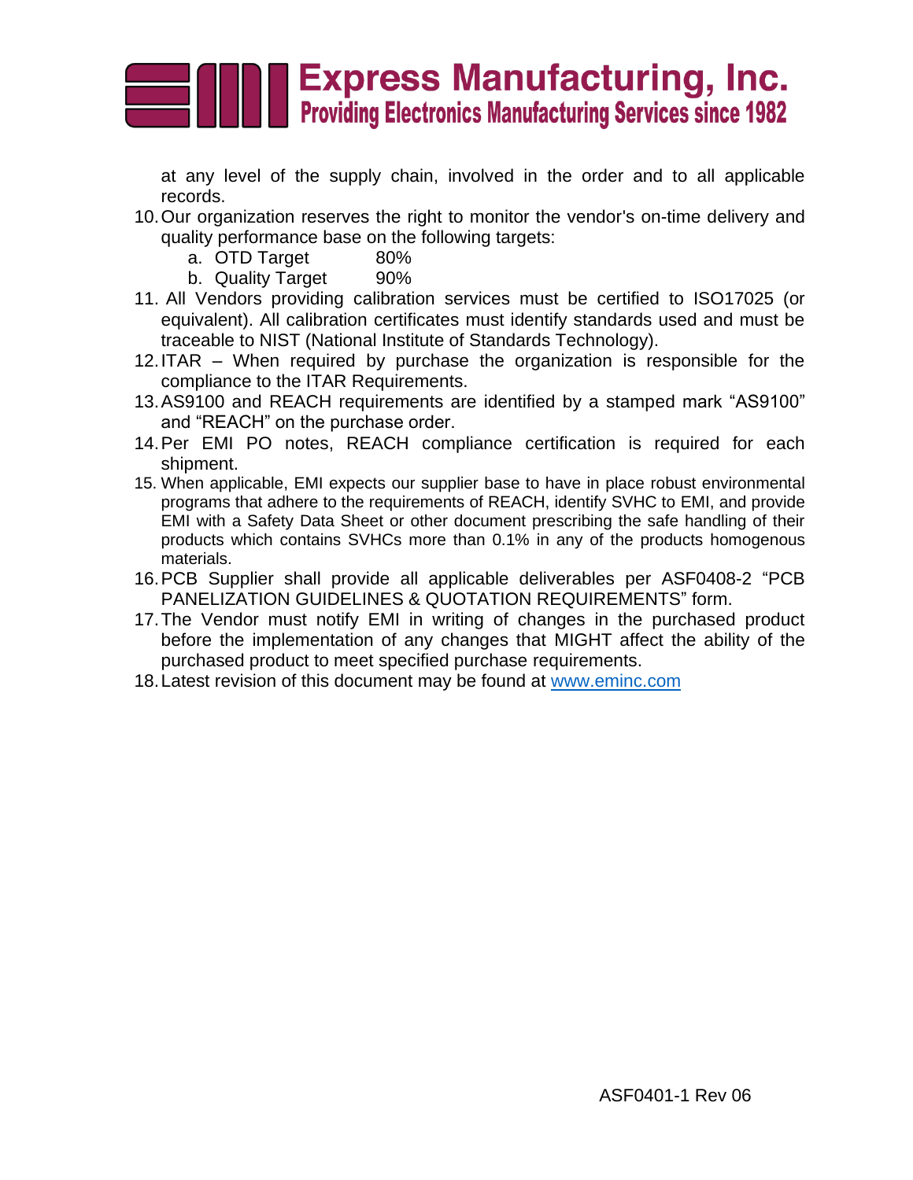at any level of the supply chain, involved in the order and to all applicable records.

10. Our organization reserves the right to monitor the vendor's on-time delivery and quality performance base on the following targets:
    a. OTD Target 80%
    b. Quality Target 90%
11. All Vendors providing calibration services must be certified to ISO17025 (or equivalent). All calibration certificates must identify standards used and must be traceable to NIST (National Institute of Standards Technology).
12. ITAR – When required by purchase the organization is responsible for the compliance to the ITAR Requirements.
13. AS9100 and REACH requirements are identified by a stamped mark "AS9100" and "REACH" on the purchase order.
14. Per EMI PO notes, REACH compliance certification is required for each shipment.
15. When applicable, EMI expects our supplier base to have in place robust environmental programs that adhere to the requirements of REACH, identify SVHC to EMI, and provide EMI with a Safety Data Sheet or other document prescribing the safe handling of their products which contains SVHCs more than 0.1% in any of the products homogenous materials.
16. PCB Supplier shall provide all applicable deliverables per ASF0408-2 "PCB PANELIZATION GUIDELINES & QUOTATION REQUIREMENTS" form.
17. The Vendor must notify EMI in writing of changes in the purchased product before the implementation of any changes that MIGHT affect the ability of the purchased product to meet specified purchase requirements.
18. Latest revision of this document may be found at [www.eminc.com](http://www.eminc.com)

ASF0401-1 Rev 06